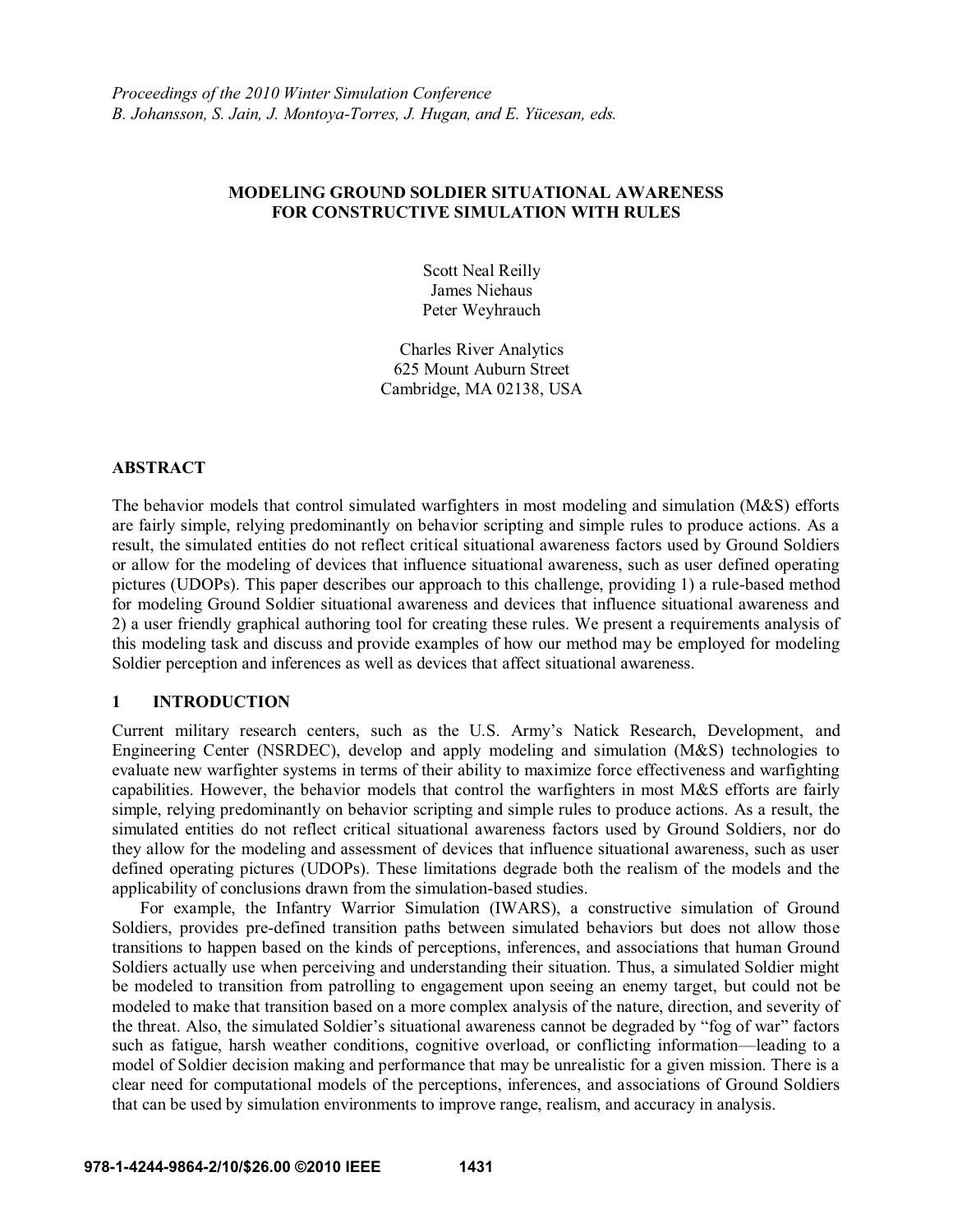*Proceedings of the 2010 Winter Simulation Conference*
*B. Johansson, S. Jain, J. Montoya-Torres, J. Hugan, and E. Yücesan, eds.*

# MODELING GROUND SOLDIER SITUATIONAL AWARENESS FOR CONSTRUCTIVE SIMULATION WITH RULES

Scott Neal Reilly
James Niehaus
Peter Weyhrauch

Charles River Analytics
625 Mount Auburn Street
Cambridge, MA 02138, USA

## ABSTRACT

The behavior models that control simulated warfighters in most modeling and simulation (M&S) efforts are fairly simple, relying predominantly on behavior scripting and simple rules to produce actions. As a result, the simulated entities do not reflect critical situational awareness factors used by Ground Soldiers or allow for the modeling of devices that influence situational awareness, such as user defined operating pictures (UDOPs). This paper describes our approach to this challenge, providing 1) a rule-based method for modeling Ground Soldier situational awareness and devices that influence situational awareness and 2) a user friendly graphical authoring tool for creating these rules. We present a requirements analysis of this modeling task and discuss and provide examples of how our method may be employed for modeling Soldier perception and inferences as well as devices that affect situational awareness.

## 1 INTRODUCTION

Current military research centers, such as the U.S. Army's Natick Research, Development, and Engineering Center (NSRDEC), develop and apply modeling and simulation (M&S) technologies to evaluate new warfighter systems in terms of their ability to maximize force effectiveness and warfighting capabilities. However, the behavior models that control the warfighters in most M&S efforts are fairly simple, relying predominantly on behavior scripting and simple rules to produce actions. As a result, the simulated entities do not reflect critical situational awareness factors used by Ground Soldiers, nor do they allow for the modeling and assessment of devices that influence situational awareness, such as user defined operating pictures (UDOPs). These limitations degrade both the realism of the models and the applicability of conclusions drawn from the simulation-based studies.

For example, the Infantry Warrior Simulation (IWARS), a constructive simulation of Ground Soldiers, provides pre-defined transition paths between simulated behaviors but does not allow those transitions to happen based on the kinds of perceptions, inferences, and associations that human Ground Soldiers actually use when perceiving and understanding their situation. Thus, a simulated Soldier might be modeled to transition from patrolling to engagement upon seeing an enemy target, but could not be modeled to make that transition based on a more complex analysis of the nature, direction, and severity of the threat. Also, the simulated Soldier's situational awareness cannot be degraded by "fog of war" factors such as fatigue, harsh weather conditions, cognitive overload, or conflicting information—leading to a model of Soldier decision making and performance that may be unrealistic for a given mission. There is a clear need for computational models of the perceptions, inferences, and associations of Ground Soldiers that can be used by simulation environments to improve range, realism, and accuracy in analysis.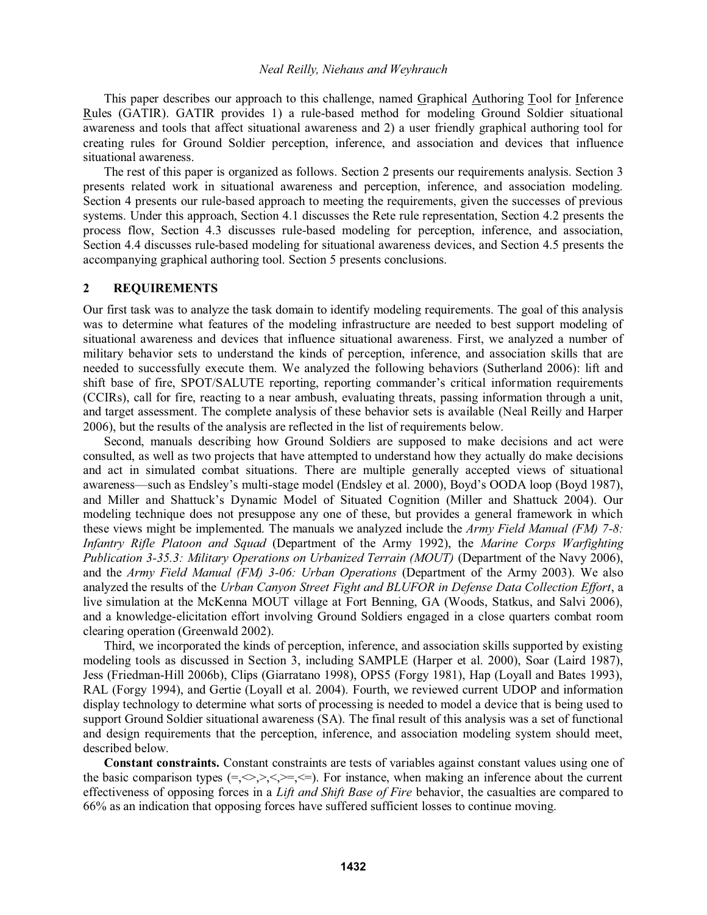This paper describes our approach to this challenge, named Graphical Authoring Tool for Inference Rules (GATIR). GATIR provides 1) a rule-based method for modeling Ground Soldier situational awareness and tools that affect situational awareness and 2) a user friendly graphical authoring tool for creating rules for Ground Soldier perception, inference, and association and devices that influence situational awareness.

The rest of this paper is organized as follows. Section 2 presents our requirements analysis. Section 3 presents related work in situational awareness and perception, inference, and association modeling. Section 4 presents our rule-based approach to meeting the requirements, given the successes of previous systems. Under this approach, Section 4.1 discusses the Rete rule representation, Section 4.2 presents the process flow, Section 4.3 discusses rule-based modeling for perception, inference, and association, Section 4.4 discusses rule-based modeling for situational awareness devices, and Section 4.5 presents the accompanying graphical authoring tool. Section 5 presents conclusions.

## 2 REQUIREMENTS

Our first task was to analyze the task domain to identify modeling requirements. The goal of this analysis was to determine what features of the modeling infrastructure are needed to best support modeling of situational awareness and devices that influence situational awareness. First, we analyzed a number of military behavior sets to understand the kinds of perception, inference, and association skills that are needed to successfully execute them. We analyzed the following behaviors (Sutherland 2006): lift and shift base of fire, SPOT/SALUTE reporting, reporting commander's critical information requirements (CCIRs), call for fire, reacting to a near ambush, evaluating threats, passing information through a unit, and target assessment. The complete analysis of these behavior sets is available (Neal Reilly and Harper 2006), but the results of the analysis are reflected in the list of requirements below.

Second, manuals describing how Ground Soldiers are supposed to make decisions and act were consulted, as well as two projects that have attempted to understand how they actually do make decisions and act in simulated combat situations. There are multiple generally accepted views of situational awareness—such as Endsley's multi-stage model (Endsley et al. 2000), Boyd's OODA loop (Boyd 1987), and Miller and Shattuck's Dynamic Model of Situated Cognition (Miller and Shattuck 2004). Our modeling technique does not presuppose any one of these, but provides a general framework in which these views might be implemented. The manuals we analyzed include the *Army Field Manual (FM) 7-8: Infantry Rifle Platoon and Squad* (Department of the Army 1992), the *Marine Corps Warfighting Publication 3-35.3: Military Operations on Urbanized Terrain (MOUT)* (Department of the Navy 2006), and the *Army Field Manual (FM) 3-06: Urban Operations* (Department of the Army 2003). We also analyzed the results of the *Urban Canyon Street Fight and BLUFOR in Defense Data Collection Effort*, a live simulation at the McKenna MOUT village at Fort Benning, GA (Woods, Statkus, and Salvi 2006), and a knowledge-elicitation effort involving Ground Soldiers engaged in a close quarters combat room clearing operation (Greenwald 2002).

Third, we incorporated the kinds of perception, inference, and association skills supported by existing modeling tools as discussed in Section 3, including SAMPLE (Harper et al. 2000), Soar (Laird 1987), Jess (Friedman-Hill 2006b), Clips (Giarratano 1998), OPS5 (Forgy 1981), Hap (Loyall and Bates 1993), RAL (Forgy 1994), and Gertie (Loyall et al. 2004). Fourth, we reviewed current UDOP and information display technology to determine what sorts of processing is needed to model a device that is being used to support Ground Soldier situational awareness (SA). The final result of this analysis was a set of functional and design requirements that the perception, inference, and association modeling system should meet, described below.

**Constant constraints.** Constant constraints are tests of variables against constant values using one of the basic comparison types (=,<>,>,<,>=,<=). For instance, when making an inference about the current effectiveness of opposing forces in a *Lift and Shift Base of Fire* behavior, the casualties are compared to 66% as an indication that opposing forces have suffered sufficient losses to continue moving.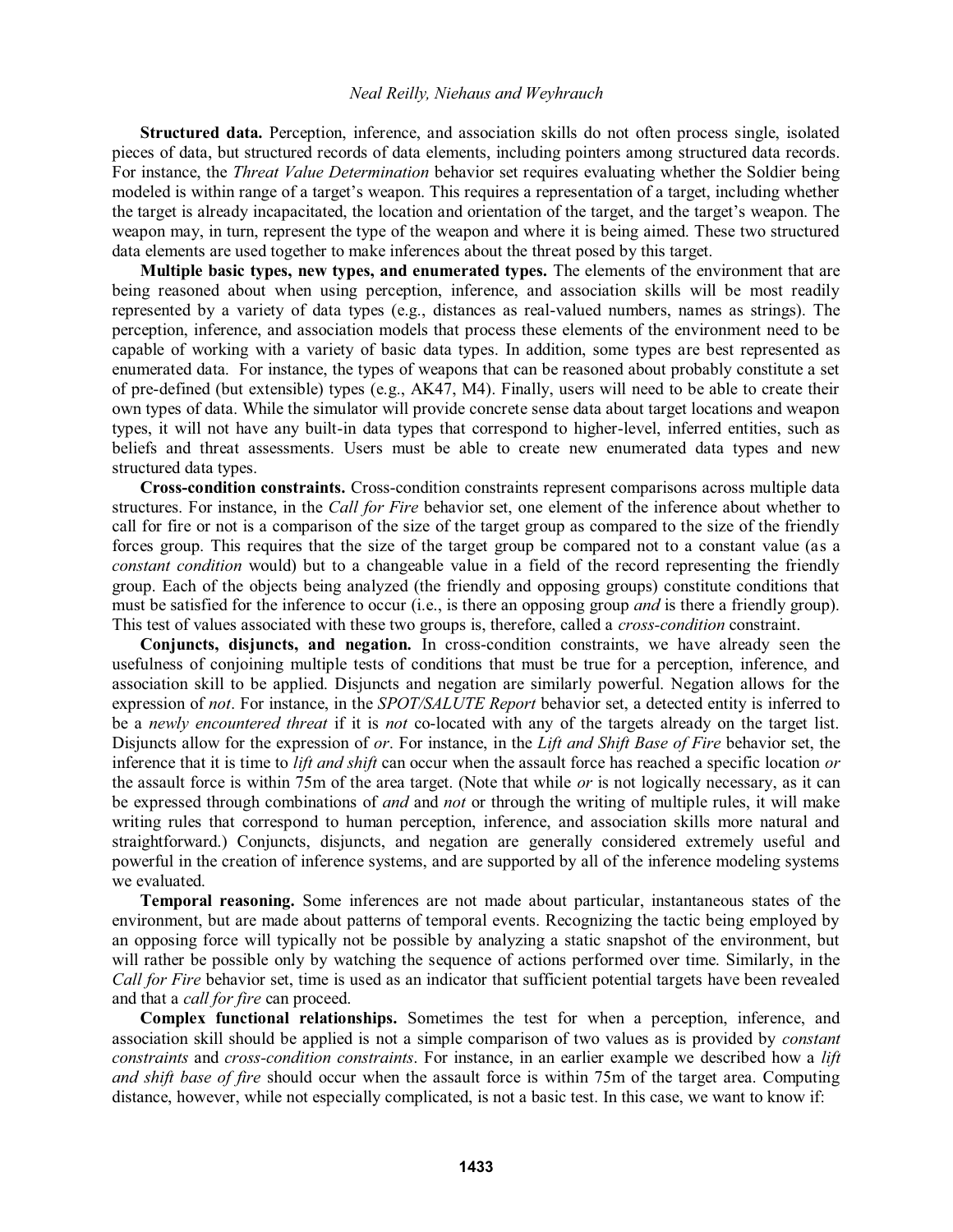**Structured data.** Perception, inference, and association skills do not often process single, isolated pieces of data, but structured records of data elements, including pointers among structured data records. For instance, the *Threat Value Determination* behavior set requires evaluating whether the Soldier being modeled is within range of a target's weapon. This requires a representation of a target, including whether the target is already incapacitated, the location and orientation of the target, and the target's weapon. The weapon may, in turn, represent the type of the weapon and where it is being aimed. These two structured data elements are used together to make inferences about the threat posed by this target.

**Multiple basic types, new types, and enumerated types.** The elements of the environment that are being reasoned about when using perception, inference, and association skills will be most readily represented by a variety of data types (e.g., distances as real-valued numbers, names as strings). The perception, inference, and association models that process these elements of the environment need to be capable of working with a variety of basic data types. In addition, some types are best represented as enumerated data. For instance, the types of weapons that can be reasoned about probably constitute a set of pre-defined (but extensible) types (e.g., AK47, M4). Finally, users will need to be able to create their own types of data. While the simulator will provide concrete sense data about target locations and weapon types, it will not have any built-in data types that correspond to higher-level, inferred entities, such as beliefs and threat assessments. Users must be able to create new enumerated data types and new structured data types.

**Cross-condition constraints.** Cross-condition constraints represent comparisons across multiple data structures. For instance, in the *Call for Fire* behavior set, one element of the inference about whether to call for fire or not is a comparison of the size of the target group as compared to the size of the friendly forces group. This requires that the size of the target group be compared not to a constant value (as a *constant condition* would) but to a changeable value in a field of the record representing the friendly group. Each of the objects being analyzed (the friendly and opposing groups) constitute conditions that must be satisfied for the inference to occur (i.e., is there an opposing group *and* is there a friendly group). This test of values associated with these two groups is, therefore, called a *cross-condition* constraint.

**Conjuncts, disjuncts, and negation.** In cross-condition constraints, we have already seen the usefulness of conjoining multiple tests of conditions that must be true for a perception, inference, and association skill to be applied. Disjuncts and negation are similarly powerful. Negation allows for the expression of *not*. For instance, in the *SPOT/SALUTE Report* behavior set, a detected entity is inferred to be a *newly encountered threat* if it is *not* co-located with any of the targets already on the target list. Disjuncts allow for the expression of *or*. For instance, in the *Lift and Shift Base of Fire* behavior set, the inference that it is time to *lift and shift* can occur when the assault force has reached a specific location *or* the assault force is within 75m of the area target. (Note that while *or* is not logically necessary, as it can be expressed through combinations of *and* and *not* or through the writing of multiple rules, it will make writing rules that correspond to human perception, inference, and association skills more natural and straightforward.) Conjuncts, disjuncts, and negation are generally considered extremely useful and powerful in the creation of inference systems, and are supported by all of the inference modeling systems we evaluated.

**Temporal reasoning.** Some inferences are not made about particular, instantaneous states of the environment, but are made about patterns of temporal events. Recognizing the tactic being employed by an opposing force will typically not be possible by analyzing a static snapshot of the environment, but will rather be possible only by watching the sequence of actions performed over time. Similarly, in the *Call for Fire* behavior set, time is used as an indicator that sufficient potential targets have been revealed and that a *call for fire* can proceed.

**Complex functional relationships.** Sometimes the test for when a perception, inference, and association skill should be applied is not a simple comparison of two values as is provided by *constant constraints* and *cross-condition constraints*. For instance, in an earlier example we described how a *lift and shift base of fire* should occur when the assault force is within 75m of the target area. Computing distance, however, while not especially complicated, is not a basic test. In this case, we want to know if: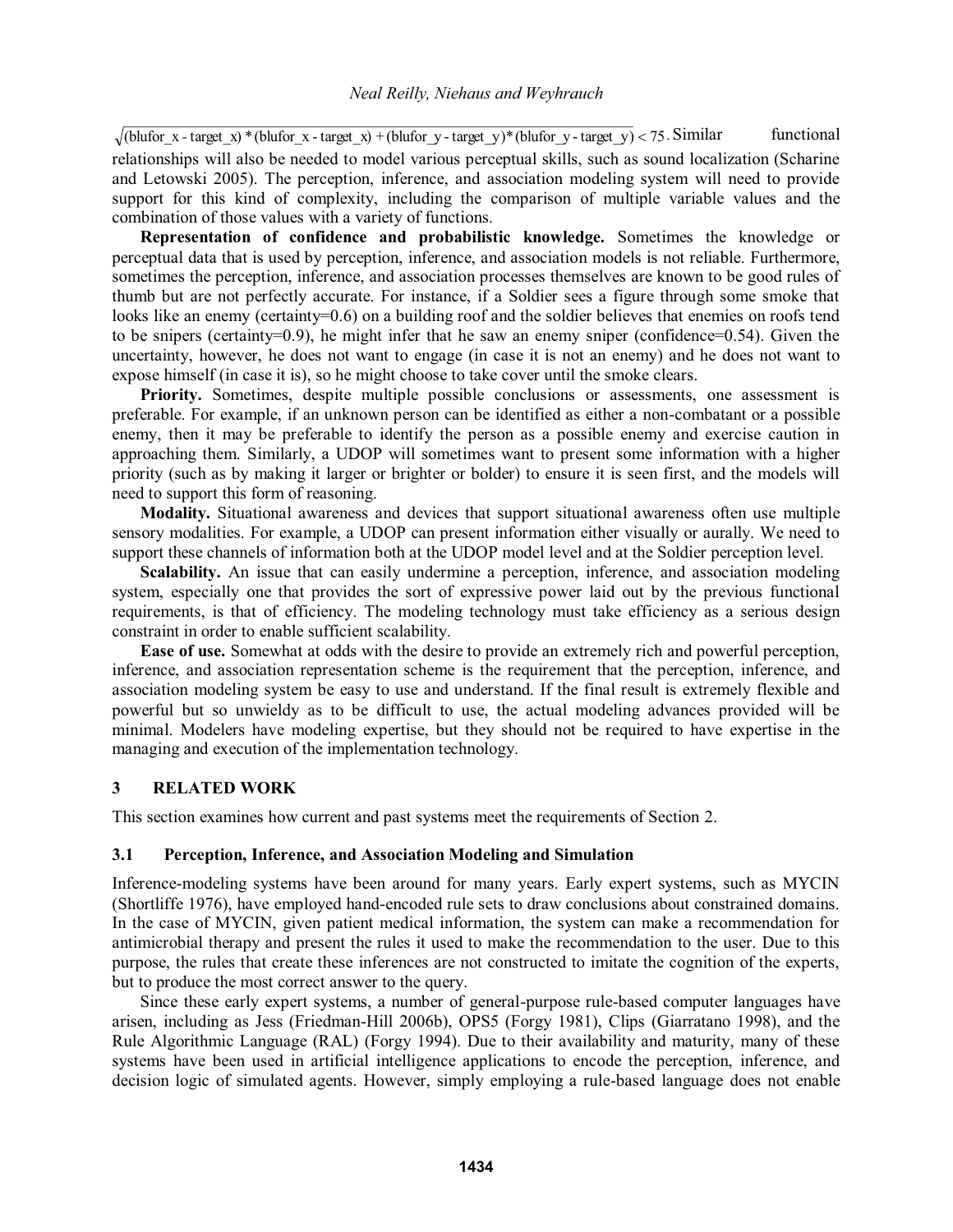$\sqrt{(\text{blufor\_x - target\_x}) * (\text{blufor\_x - target\_x}) + (\text{blufor\_y - target\_y}) * (\text{blufor\_y - target\_y})} < 75$. Similar functional relationships will also be needed to model various perceptual skills, such as sound localization (Scharine and Letowski 2005). The perception, inference, and association modeling system will need to provide support for this kind of complexity, including the comparison of multiple variable values and the combination of those values with a variety of functions.

**Representation of confidence and probabilistic knowledge.** Sometimes the knowledge or perceptual data that is used by perception, inference, and association models is not reliable. Furthermore, sometimes the perception, inference, and association processes themselves are known to be good rules of thumb but are not perfectly accurate. For instance, if a Soldier sees a figure through some smoke that looks like an enemy (certainty=0.6) on a building roof and the soldier believes that enemies on roofs tend to be snipers (certainty=0.9), he might infer that he saw an enemy sniper (confidence=0.54). Given the uncertainty, however, he does not want to engage (in case it is not an enemy) and he does not want to expose himself (in case it is), so he might choose to take cover until the smoke clears.

**Priority.** Sometimes, despite multiple possible conclusions or assessments, one assessment is preferable. For example, if an unknown person can be identified as either a non-combatant or a possible enemy, then it may be preferable to identify the person as a possible enemy and exercise caution in approaching them. Similarly, a UDOP will sometimes want to present some information with a higher priority (such as by making it larger or brighter or bolder) to ensure it is seen first, and the models will need to support this form of reasoning.

**Modality.** Situational awareness and devices that support situational awareness often use multiple sensory modalities. For example, a UDOP can present information either visually or aurally. We need to support these channels of information both at the UDOP model level and at the Soldier perception level.

**Scalability.** An issue that can easily undermine a perception, inference, and association modeling system, especially one that provides the sort of expressive power laid out by the previous functional requirements, is that of efficiency. The modeling technology must take efficiency as a serious design constraint in order to enable sufficient scalability.

**Ease of use.** Somewhat at odds with the desire to provide an extremely rich and powerful perception, inference, and association representation scheme is the requirement that the perception, inference, and association modeling system be easy to use and understand. If the final result is extremely flexible and powerful but so unwieldy as to be difficult to use, the actual modeling advances provided will be minimal. Modelers have modeling expertise, but they should not be required to have expertise in the managing and execution of the implementation technology.

## 3 RELATED WORK

This section examines how current and past systems meet the requirements of Section 2.

### 3.1 Perception, Inference, and Association Modeling and Simulation

Inference-modeling systems have been around for many years. Early expert systems, such as MYCIN (Shortliffe 1976), have employed hand-encoded rule sets to draw conclusions about constrained domains. In the case of MYCIN, given patient medical information, the system can make a recommendation for antimicrobial therapy and present the rules it used to make the recommendation to the user. Due to this purpose, the rules that create these inferences are not constructed to imitate the cognition of the experts, but to produce the most correct answer to the query.

Since these early expert systems, a number of general-purpose rule-based computer languages have arisen, including as Jess (Friedman-Hill 2006b), OPS5 (Forgy 1981), Clips (Giarratano 1998), and the Rule Algorithmic Language (RAL) (Forgy 1994). Due to their availability and maturity, many of these systems have been used in artificial intelligence applications to encode the perception, inference, and decision logic of simulated agents. However, simply employing a rule-based language does not enable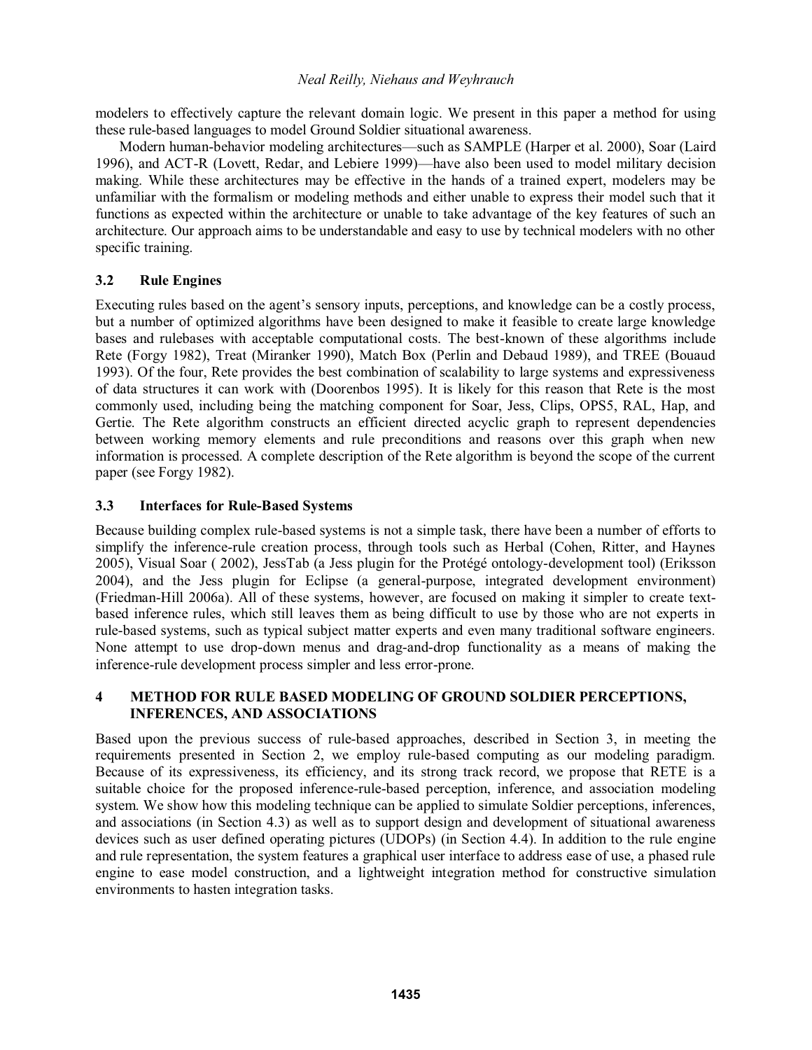modelers to effectively capture the relevant domain logic. We present in this paper a method for using these rule-based languages to model Ground Soldier situational awareness.

Modern human-behavior modeling architectures—such as SAMPLE (Harper et al. 2000), Soar (Laird 1996), and ACT-R (Lovett, Redar, and Lebiere 1999)—have also been used to model military decision making. While these architectures may be effective in the hands of a trained expert, modelers may be unfamiliar with the formalism or modeling methods and either unable to express their model such that it functions as expected within the architecture or unable to take advantage of the key features of such an architecture. Our approach aims to be understandable and easy to use by technical modelers with no other specific training.

### 3.2 Rule Engines

Executing rules based on the agent's sensory inputs, perceptions, and knowledge can be a costly process, but a number of optimized algorithms have been designed to make it feasible to create large knowledge bases and rulebases with acceptable computational costs. The best-known of these algorithms include Rete (Forgy 1982), Treat (Miranker 1990), Match Box (Perlin and Debaud 1989), and TREE (Bouaud 1993). Of the four, Rete provides the best combination of scalability to large systems and expressiveness of data structures it can work with (Doorenbos 1995). It is likely for this reason that Rete is the most commonly used, including being the matching component for Soar, Jess, Clips, OPS5, RAL, Hap, and Gertie. The Rete algorithm constructs an efficient directed acyclic graph to represent dependencies between working memory elements and rule preconditions and reasons over this graph when new information is processed. A complete description of the Rete algorithm is beyond the scope of the current paper (see Forgy 1982).

### 3.3 Interfaces for Rule-Based Systems

Because building complex rule-based systems is not a simple task, there have been a number of efforts to simplify the inference-rule creation process, through tools such as Herbal (Cohen, Ritter, and Haynes 2005), Visual Soar ( 2002), JessTab (a Jess plugin for the Protégé ontology-development tool) (Eriksson 2004), and the Jess plugin for Eclipse (a general-purpose, integrated development environment) (Friedman-Hill 2006a). All of these systems, however, are focused on making it simpler to create text-based inference rules, which still leaves them as being difficult to use by those who are not experts in rule-based systems, such as typical subject matter experts and even many traditional software engineers. None attempt to use drop-down menus and drag-and-drop functionality as a means of making the inference-rule development process simpler and less error-prone.

## 4 METHOD FOR RULE BASED MODELING OF GROUND SOLDIER PERCEPTIONS, INFERENCES, AND ASSOCIATIONS

Based upon the previous success of rule-based approaches, described in Section 3, in meeting the requirements presented in Section 2, we employ rule-based computing as our modeling paradigm. Because of its expressiveness, its efficiency, and its strong track record, we propose that RETE is a suitable choice for the proposed inference-rule-based perception, inference, and association modeling system. We show how this modeling technique can be applied to simulate Soldier perceptions, inferences, and associations (in Section 4.3) as well as to support design and development of situational awareness devices such as user defined operating pictures (UDOPs) (in Section 4.4). In addition to the rule engine and rule representation, the system features a graphical user interface to address ease of use, a phased rule engine to ease model construction, and a lightweight integration method for constructive simulation environments to hasten integration tasks.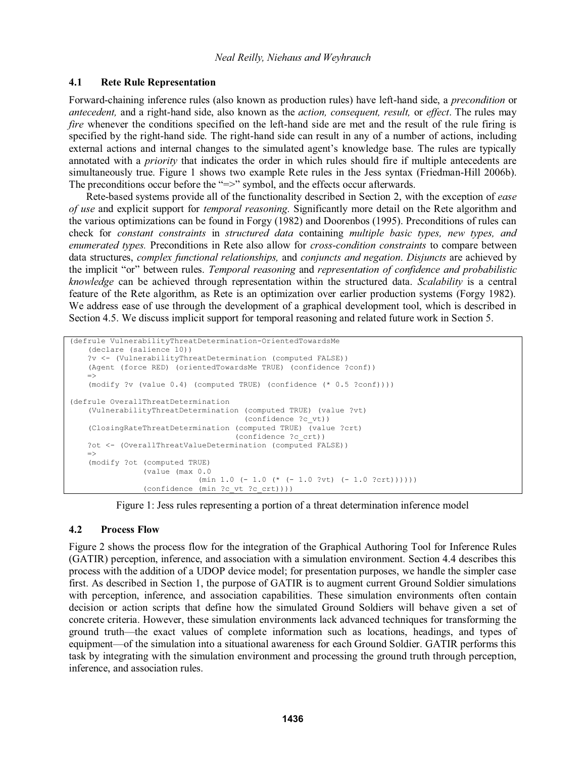### 4.1 Rete Rule Representation

Forward-chaining inference rules (also known as production rules) have left-hand side, a *precondition* or *antecedent,* and a right-hand side, also known as the *action, consequent, result,* or *effect*. The rules may *fire* whenever the conditions specified on the left-hand side are met and the result of the rule firing is specified by the right-hand side. The right-hand side can result in any of a number of actions, including external actions and internal changes to the simulated agent's knowledge base. The rules are typically annotated with a *priority* that indicates the order in which rules should fire if multiple antecedents are simultaneously true. Figure 1 shows two example Rete rules in the Jess syntax (Friedman-Hill 2006b). The preconditions occur before the "=>" symbol, and the effects occur afterwards.

Rete-based systems provide all of the functionality described in Section 2, with the exception of *ease of use* and explicit support for *temporal reasoning*. Significantly more detail on the Rete algorithm and the various optimizations can be found in Forgy (1982) and Doorenbos (1995). Preconditions of rules can check for *constant constraints* in *structured data* containing *multiple basic types, new types, and enumerated types.* Preconditions in Rete also allow for *cross-condition constraints* to compare between data structures, *complex functional relationships,* and *conjuncts and negation*. *Disjuncts* are achieved by the implicit "or" between rules. *Temporal reasoning* and *representation of confidence and probabilistic knowledge* can be achieved through representation within the structured data. *Scalability* is a central feature of the Rete algorithm, as Rete is an optimization over earlier production systems (Forgy 1982). We address ease of use through the development of a graphical development tool, which is described in Section 4.5. We discuss implicit support for temporal reasoning and related future work in Section 5.

```
(defrule VulnerabilityThreatDetermination-OrientedTowardsMe
    (declare (salience 10))
    ?v <- (VulnerabilityThreatDetermination (computed FALSE))
    (Agent (force RED) (orientedTowardsMe TRUE) (confidence ?conf))
    =>
    (modify ?v (value 0.4) (computed TRUE) (confidence (* 0.5 ?conf))))

(defrule OverallThreatDetermination
    (VulnerabilityThreatDetermination (computed TRUE) (value ?vt)
                                      (confidence ?c_vt))
    (ClosingRateThreatDetermination (computed TRUE) (value ?crt)
                                    (confidence ?c_crt))
    ?ot <- (OverallThreatValueDetermination (computed FALSE))
    =>
    (modify ?ot (computed TRUE)
                (value (max 0.0
                            (min 1.0 (- 1.0 (* (- 1.0 ?vt) (- 1.0 ?crt))))))
                (confidence (min ?c_vt ?c_crt))))
```

Figure 1: Jess rules representing a portion of a threat determination inference model

### 4.2 Process Flow

Figure 2 shows the process flow for the integration of the Graphical Authoring Tool for Inference Rules (GATIR) perception, inference, and association with a simulation environment. Section 4.4 describes this process with the addition of a UDOP device model; for presentation purposes, we handle the simpler case first. As described in Section 1, the purpose of GATIR is to augment current Ground Soldier simulations with perception, inference, and association capabilities. These simulation environments often contain decision or action scripts that define how the simulated Ground Soldiers will behave given a set of concrete criteria. However, these simulation environments lack advanced techniques for transforming the ground truth—the exact values of complete information such as locations, headings, and types of equipment—of the simulation into a situational awareness for each Ground Soldier. GATIR performs this task by integrating with the simulation environment and processing the ground truth through perception, inference, and association rules.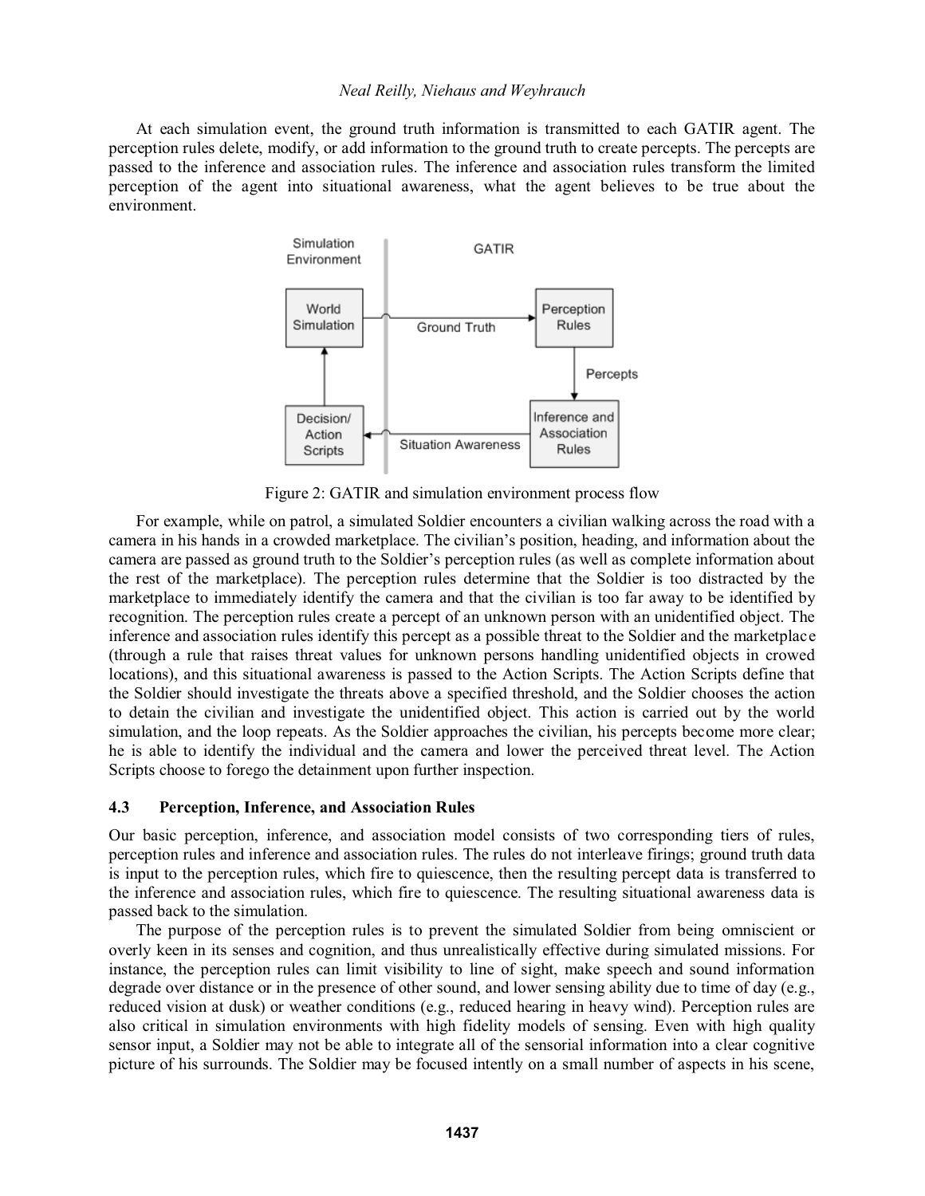At each simulation event, the ground truth information is transmitted to each GATIR agent. The perception rules delete, modify, or add information to the ground truth to create percepts. The percepts are passed to the inference and association rules. The inference and association rules transform the limited perception of the agent into situational awareness, what the agent believes to be true about the environment.

Simulation Environment

GATIR

World Simulation

Ground Truth

Perception Rules

Percepts

Decision/ Action Scripts

Situation Awareness

Inference and Association Rules

Figure 2: GATIR and simulation environment process flow

For example, while on patrol, a simulated Soldier encounters a civilian walking across the road with a camera in his hands in a crowded marketplace. The civilian's position, heading, and information about the camera are passed as ground truth to the Soldier's perception rules (as well as complete information about the rest of the marketplace). The perception rules determine that the Soldier is too distracted by the marketplace to immediately identify the camera and that the civilian is too far away to be identified by recognition. The perception rules create a percept of an unknown person with an unidentified object. The inference and association rules identify this percept as a possible threat to the Soldier and the marketplace (through a rule that raises threat values for unknown persons handling unidentified objects in crowed locations), and this situational awareness is passed to the Action Scripts. The Action Scripts define that the Soldier should investigate the threats above a specified threshold, and the Soldier chooses the action to detain the civilian and investigate the unidentified object. This action is carried out by the world simulation, and the loop repeats. As the Soldier approaches the civilian, his percepts become more clear; he is able to identify the individual and the camera and lower the perceived threat level. The Action Scripts choose to forego the detainment upon further inspection.

### 4.3 Perception, Inference, and Association Rules

Our basic perception, inference, and association model consists of two corresponding tiers of rules, perception rules and inference and association rules. The rules do not interleave firings; ground truth data is input to the perception rules, which fire to quiescence, then the resulting percept data is transferred to the inference and association rules, which fire to quiescence. The resulting situational awareness data is passed back to the simulation.

The purpose of the perception rules is to prevent the simulated Soldier from being omniscient or overly keen in its senses and cognition, and thus unrealistically effective during simulated missions. For instance, the perception rules can limit visibility to line of sight, make speech and sound information degrade over distance or in the presence of other sound, and lower sensing ability due to time of day (e.g., reduced vision at dusk) or weather conditions (e.g., reduced hearing in heavy wind). Perception rules are also critical in simulation environments with high fidelity models of sensing. Even with high quality sensor input, a Soldier may not be able to integrate all of the sensorial information into a clear cognitive picture of his surrounds. The Soldier may be focused intently on a small number of aspects in his scene,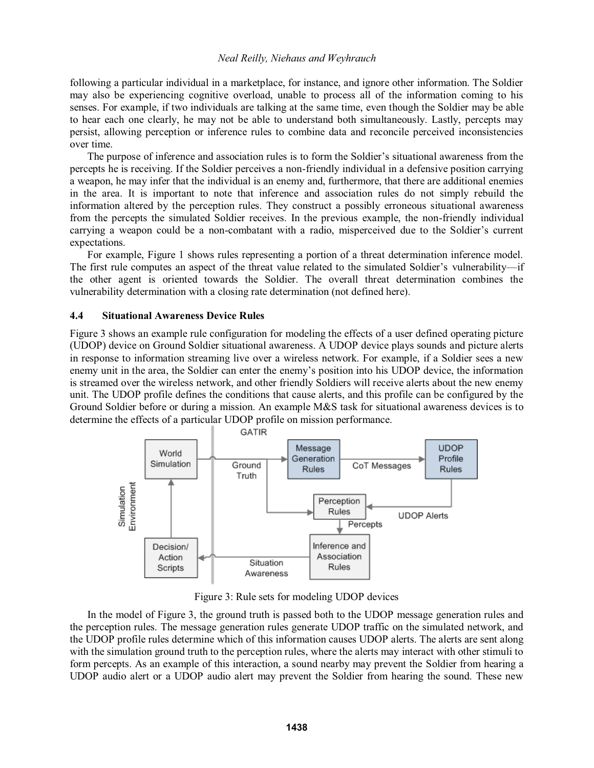following a particular individual in a marketplace, for instance, and ignore other information. The Soldier may also be experiencing cognitive overload, unable to process all of the information coming to his senses. For example, if two individuals are talking at the same time, even though the Soldier may be able to hear each one clearly, he may not be able to understand both simultaneously. Lastly, percepts may persist, allowing perception or inference rules to combine data and reconcile perceived inconsistencies over time.

The purpose of inference and association rules is to form the Soldier's situational awareness from the percepts he is receiving. If the Soldier perceives a non-friendly individual in a defensive position carrying a weapon, he may infer that the individual is an enemy and, furthermore, that there are additional enemies in the area. It is important to note that inference and association rules do not simply rebuild the information altered by the perception rules. They construct a possibly erroneous situational awareness from the percepts the simulated Soldier receives. In the previous example, the non-friendly individual carrying a weapon could be a non-combatant with a radio, misperceived due to the Soldier's current expectations.

For example, Figure 1 shows rules representing a portion of a threat determination inference model. The first rule computes an aspect of the threat value related to the simulated Soldier's vulnerability—if the other agent is oriented towards the Soldier. The overall threat determination combines the vulnerability determination with a closing rate determination (not defined here).

### 4.4 Situational Awareness Device Rules

Figure 3 shows an example rule configuration for modeling the effects of a user defined operating picture (UDOP) device on Ground Soldier situational awareness. A UDOP device plays sounds and picture alerts in response to information streaming live over a wireless network. For example, if a Soldier sees a new enemy unit in the area, the Soldier can enter the enemy's position into his UDOP device, the information is streamed over the wireless network, and other friendly Soldiers will receive alerts about the new enemy unit. The UDOP profile defines the conditions that cause alerts, and this profile can be configured by the Ground Soldier before or during a mission. An example M&S task for situational awareness devices is to determine the effects of a particular UDOP profile on mission performance.

Figure 3: Rule sets for modeling UDOP devices

In the model of Figure 3, the ground truth is passed both to the UDOP message generation rules and the perception rules. The message generation rules generate UDOP traffic on the simulated network, and the UDOP profile rules determine which of this information causes UDOP alerts. The alerts are sent along with the simulation ground truth to the perception rules, where the alerts may interact with other stimuli to form percepts. As an example of this interaction, a sound nearby may prevent the Soldier from hearing a UDOP audio alert or a UDOP audio alert may prevent the Soldier from hearing the sound. These new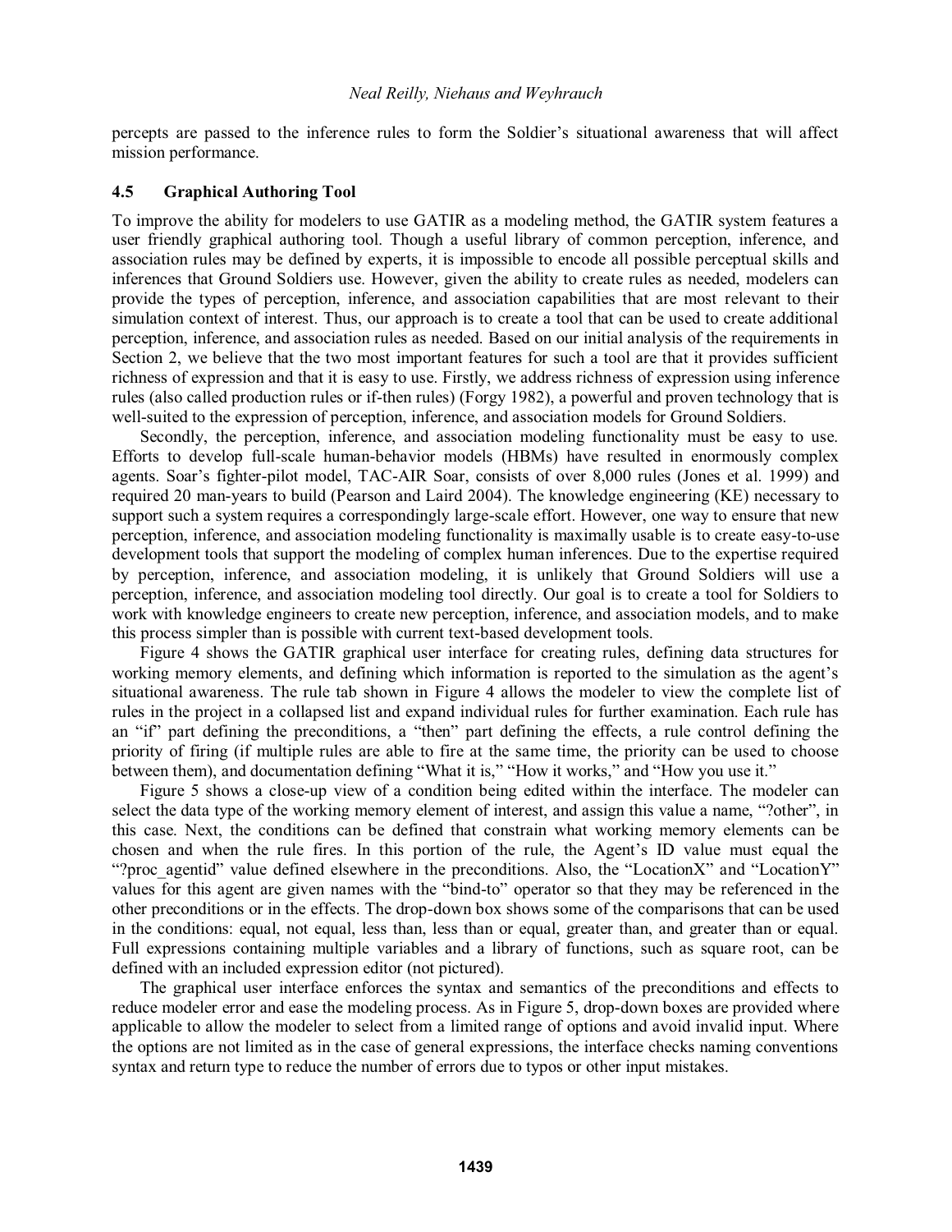percepts are passed to the inference rules to form the Soldier's situational awareness that will affect mission performance.

### 4.5 Graphical Authoring Tool

To improve the ability for modelers to use GATIR as a modeling method, the GATIR system features a user friendly graphical authoring tool. Though a useful library of common perception, inference, and association rules may be defined by experts, it is impossible to encode all possible perceptual skills and inferences that Ground Soldiers use. However, given the ability to create rules as needed, modelers can provide the types of perception, inference, and association capabilities that are most relevant to their simulation context of interest. Thus, our approach is to create a tool that can be used to create additional perception, inference, and association rules as needed. Based on our initial analysis of the requirements in Section 2, we believe that the two most important features for such a tool are that it provides sufficient richness of expression and that it is easy to use. Firstly, we address richness of expression using inference rules (also called production rules or if-then rules) (Forgy 1982), a powerful and proven technology that is well-suited to the expression of perception, inference, and association models for Ground Soldiers.

Secondly, the perception, inference, and association modeling functionality must be easy to use. Efforts to develop full-scale human-behavior models (HBMs) have resulted in enormously complex agents. Soar's fighter-pilot model, TAC-AIR Soar, consists of over 8,000 rules (Jones et al. 1999) and required 20 man-years to build (Pearson and Laird 2004). The knowledge engineering (KE) necessary to support such a system requires a correspondingly large-scale effort. However, one way to ensure that new perception, inference, and association modeling functionality is maximally usable is to create easy-to-use development tools that support the modeling of complex human inferences. Due to the expertise required by perception, inference, and association modeling, it is unlikely that Ground Soldiers will use a perception, inference, and association modeling tool directly. Our goal is to create a tool for Soldiers to work with knowledge engineers to create new perception, inference, and association models, and to make this process simpler than is possible with current text-based development tools.

Figure 4 shows the GATIR graphical user interface for creating rules, defining data structures for working memory elements, and defining which information is reported to the simulation as the agent's situational awareness. The rule tab shown in Figure 4 allows the modeler to view the complete list of rules in the project in a collapsed list and expand individual rules for further examination. Each rule has an "if" part defining the preconditions, a "then" part defining the effects, a rule control defining the priority of firing (if multiple rules are able to fire at the same time, the priority can be used to choose between them), and documentation defining "What it is," "How it works," and "How you use it."

Figure 5 shows a close-up view of a condition being edited within the interface. The modeler can select the data type of the working memory element of interest, and assign this value a name, "?other", in this case. Next, the conditions can be defined that constrain what working memory elements can be chosen and when the rule fires. In this portion of the rule, the Agent's ID value must equal the "?proc_agentid" value defined elsewhere in the preconditions. Also, the "LocationX" and "LocationY" values for this agent are given names with the "bind-to" operator so that they may be referenced in the other preconditions or in the effects. The drop-down box shows some of the comparisons that can be used in the conditions: equal, not equal, less than, less than or equal, greater than, and greater than or equal. Full expressions containing multiple variables and a library of functions, such as square root, can be defined with an included expression editor (not pictured).

The graphical user interface enforces the syntax and semantics of the preconditions and effects to reduce modeler error and ease the modeling process. As in Figure 5, drop-down boxes are provided where applicable to allow the modeler to select from a limited range of options and avoid invalid input. Where the options are not limited as in the case of general expressions, the interface checks naming conventions syntax and return type to reduce the number of errors due to typos or other input mistakes.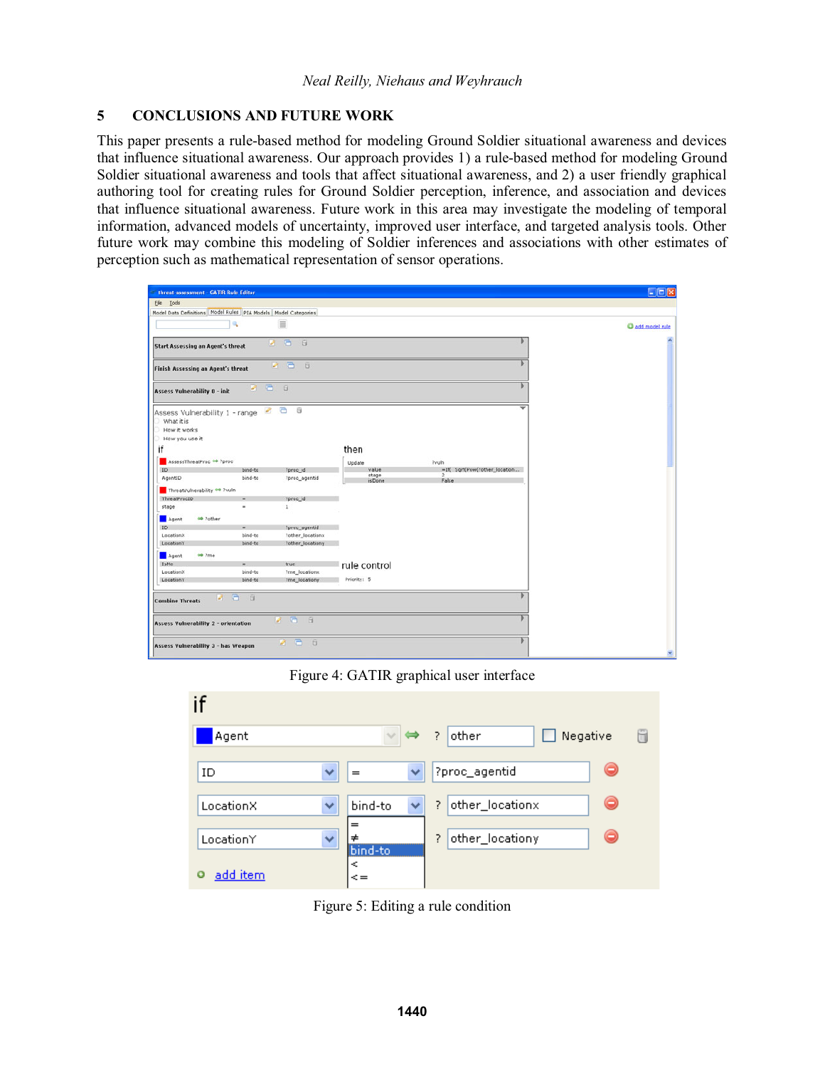## 5 CONCLUSIONS AND FUTURE WORK

This paper presents a rule-based method for modeling Ground Soldier situational awareness and devices that influence situational awareness. Our approach provides 1) a rule-based method for modeling Ground Soldier situational awareness and tools that affect situational awareness, and 2) a user friendly graphical authoring tool for creating rules for Ground Soldier perception, inference, and association and devices that influence situational awareness. Future work in this area may investigate the modeling of temporal information, advanced models of uncertainty, improved user interface, and targeted analysis tools. Other future work may combine this modeling of Soldier inferences and associations with other estimates of perception such as mathematical representation of sensor operations.

Figure 4: GATIR graphical user interface

Figure 5: Editing a rule condition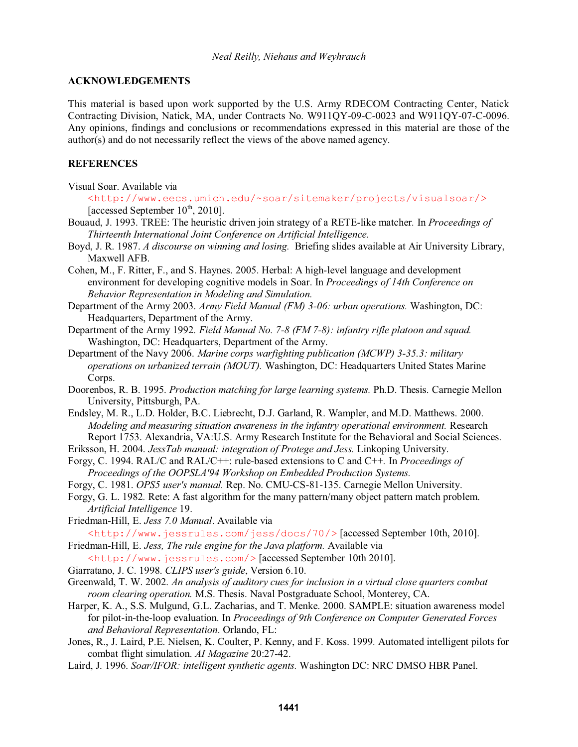## ACKNOWLEDGEMENTS

This material is based upon work supported by the U.S. Army RDECOM Contracting Center, Natick Contracting Division, Natick, MA, under Contracts No. W911QY-09-C-0023 and W911QY-07-C-0096. Any opinions, findings and conclusions or recommendations expressed in this material are those of the author(s) and do not necessarily reflect the views of the above named agency.

## REFERENCES

Visual Soar. Available via <http://www.eecs.umich.edu/~soar/sitemaker/projects/visualsoar/> [accessed September 10th, 2010].

Bouaud, J. 1993. TREE: The heuristic driven join strategy of a RETE-like matcher. In *Proceedings of Thirteenth International Joint Conference on Artificial Intelligence.*

Boyd, J. R. 1987. *A discourse on winning and losing.* Briefing slides available at Air University Library, Maxwell AFB.

Cohen, M., F. Ritter, F., and S. Haynes. 2005. Herbal: A high-level language and development environment for developing cognitive models in Soar. In *Proceedings of 14th Conference on Behavior Representation in Modeling and Simulation.*

Department of the Army 2003. *Army Field Manual (FM) 3-06: urban operations.* Washington, DC: Headquarters, Department of the Army.

Department of the Army 1992. *Field Manual No. 7-8 (FM 7-8): infantry rifle platoon and squad.* Washington, DC: Headquarters, Department of the Army.

Department of the Navy 2006. *Marine corps warfighting publication (MCWP) 3-35.3: military operations on urbanized terrain (MOUT).* Washington, DC: Headquarters United States Marine Corps.

Doorenbos, R. B. 1995. *Production matching for large learning systems.* Ph.D. Thesis. Carnegie Mellon University, Pittsburgh, PA.

Endsley, M. R., L.D. Holder, B.C. Liebrecht, D.J. Garland, R. Wampler, and M.D. Matthews. 2000. *Modeling and measuring situation awareness in the infantry operational environment.* Research Report 1753. Alexandria, VA:U.S. Army Research Institute for the Behavioral and Social Sciences.

Eriksson, H. 2004. *JessTab manual: integration of Protege and Jess.* Linkoping University.

Forgy, C. 1994. RAL/C and RAL/C++: rule-based extensions to C and C++. In *Proceedings of Proceedings of the OOPSLA'94 Workshop on Embedded Production Systems.*

Forgy, C. 1981. *OPS5 user's manual.* Rep. No. CMU-CS-81-135. Carnegie Mellon University.

Forgy, G. L. 1982. Rete: A fast algorithm for the many pattern/many object pattern match problem. *Artificial Intelligence* 19.

Friedman-Hill, E. *Jess 7.0 Manual*. Available via <http://www.jessrules.com/jess/docs/70/> [accessed September 10th, 2010].

Friedman-Hill, E. *Jess, The rule engine for the Java platform.* Available via <http://www.jessrules.com/> [accessed September 10th 2010].

Giarratano, J. C. 1998. *CLIPS user's guide*, Version 6.10.

Greenwald, T. W. 2002. *An analysis of auditory cues for inclusion in a virtual close quarters combat room clearing operation.* M.S. Thesis. Naval Postgraduate School, Monterey, CA.

Harper, K. A., S.S. Mulgund, G.L. Zacharias, and T. Menke. 2000. SAMPLE: situation awareness model for pilot-in-the-loop evaluation. In *Proceedings of 9th Conference on Computer Generated Forces and Behavioral Representation*. Orlando, FL:

Jones, R., J. Laird, P.E. Nielsen, K. Coulter, P. Kenny, and F. Koss. 1999. Automated intelligent pilots for combat flight simulation. *AI Magazine* 20:27-42.

Laird, J. 1996. *Soar/IFOR: intelligent synthetic agents.* Washington DC: NRC DMSO HBR Panel.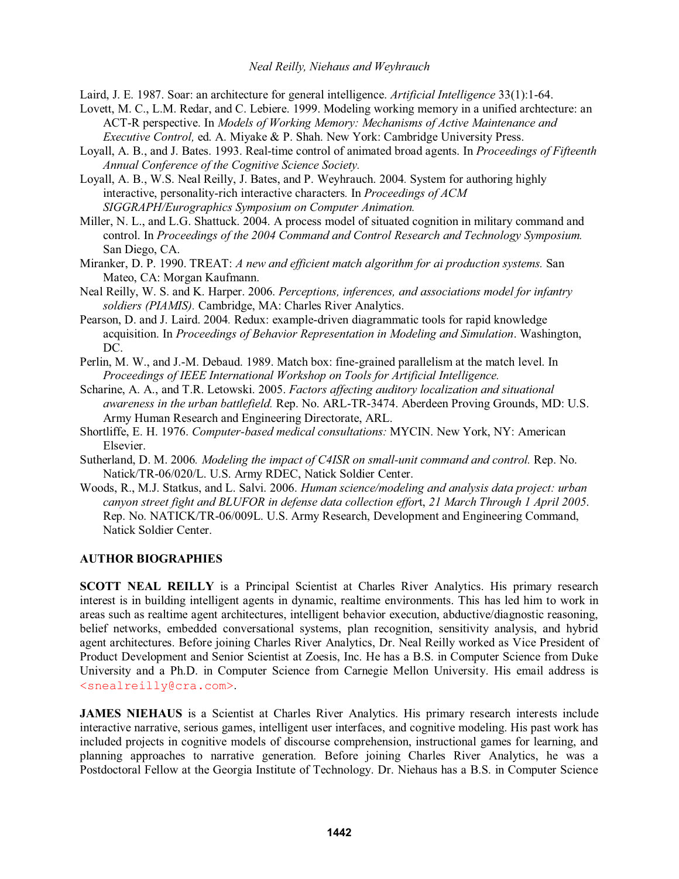Laird, J. E. 1987. Soar: an architecture for general intelligence. *Artificial Intelligence* 33(1):1-64.

Lovett, M. C., L.M. Redar, and C. Lebiere. 1999. Modeling working memory in a unified archtecture: an ACT-R perspective. In *Models of Working Memory: Mechanisms of Active Maintenance and Executive Control,* ed. A. Miyake & P. Shah. New York: Cambridge University Press.

Loyall, A. B., and J. Bates. 1993. Real-time control of animated broad agents. In *Proceedings of Fifteenth Annual Conference of the Cognitive Science Society.*

Loyall, A. B., W.S. Neal Reilly, J. Bates, and P. Weyhrauch. 2004. System for authoring highly interactive, personality-rich interactive characters. In *Proceedings of ACM SIGGRAPH/Eurographics Symposium on Computer Animation.*

Miller, N. L., and L.G. Shattuck. 2004. A process model of situated cognition in military command and control. In *Proceedings of the 2004 Command and Control Research and Technology Symposium.* San Diego, CA.

Miranker, D. P. 1990. TREAT: *A new and efficient match algorithm for ai production systems.* San Mateo, CA: Morgan Kaufmann.

Neal Reilly, W. S. and K. Harper. 2006. *Perceptions, inferences, and associations model for infantry soldiers (PIAMIS).* Cambridge, MA: Charles River Analytics.

Pearson, D. and J. Laird. 2004. Redux: example-driven diagrammatic tools for rapid knowledge acquisition. In *Proceedings of Behavior Representation in Modeling and Simulation*. Washington, DC.

Perlin, M. W., and J.-M. Debaud. 1989. Match box: fine-grained parallelism at the match level. In *Proceedings of IEEE International Workshop on Tools for Artificial Intelligence.*

Scharine, A. A., and T.R. Letowski. 2005. *Factors affecting auditory localization and situational awareness in the urban battlefield.* Rep. No. ARL-TR-3474. Aberdeen Proving Grounds, MD: U.S. Army Human Research and Engineering Directorate, ARL.

Shortliffe, E. H. 1976. *Computer-based medical consultations:* MYCIN. New York, NY: American Elsevier.

Sutherland, D. M. 2006. *Modeling the impact of C4ISR on small-unit command and control.* Rep. No. Natick/TR-06/020/L. U.S. Army RDEC, Natick Soldier Center.

Woods, R., M.J. Statkus, and L. Salvi. 2006. *Human science/modeling and analysis data project: urban canyon street fight and BLUFOR in defense data collection effort*, *21 March Through 1 April 2005*. Rep. No. NATICK/TR-06/009L. U.S. Army Research, Development and Engineering Command, Natick Soldier Center.

## AUTHOR BIOGRAPHIES

**SCOTT NEAL REILLY** is a Principal Scientist at Charles River Analytics. His primary research interest is in building intelligent agents in dynamic, realtime environments. This has led him to work in areas such as realtime agent architectures, intelligent behavior execution, abductive/diagnostic reasoning, belief networks, embedded conversational systems, plan recognition, sensitivity analysis, and hybrid agent architectures. Before joining Charles River Analytics, Dr. Neal Reilly worked as Vice President of Product Development and Senior Scientist at Zoesis, Inc. He has a B.S. in Computer Science from Duke University and a Ph.D. in Computer Science from Carnegie Mellon University. His email address is <snealreilly@cra.com>.

**JAMES NIEHAUS** is a Scientist at Charles River Analytics. His primary research interests include interactive narrative, serious games, intelligent user interfaces, and cognitive modeling. His past work has included projects in cognitive models of discourse comprehension, instructional games for learning, and planning approaches to narrative generation. Before joining Charles River Analytics, he was a Postdoctoral Fellow at the Georgia Institute of Technology. Dr. Niehaus has a B.S. in Computer Science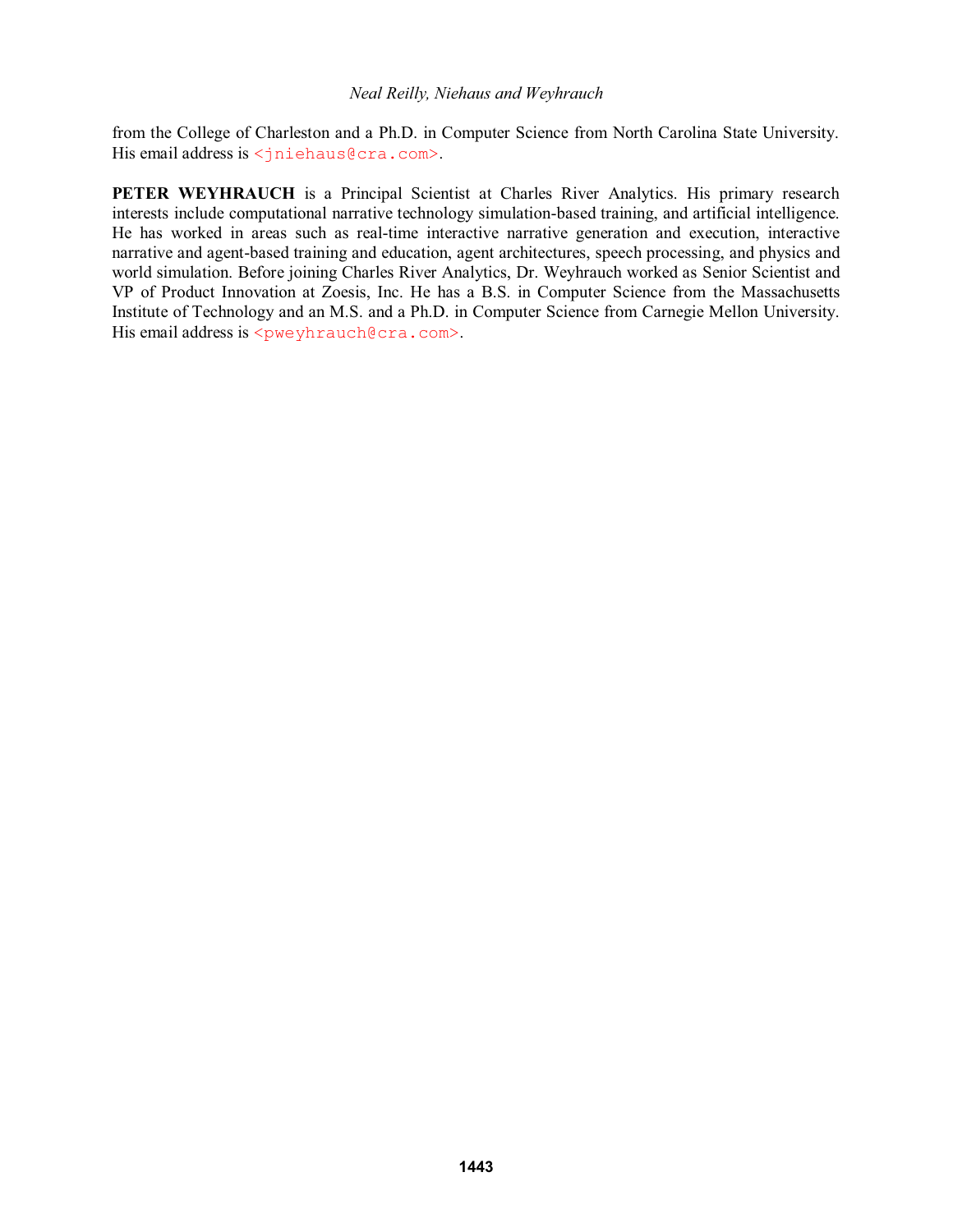from the College of Charleston and a Ph.D. in Computer Science from North Carolina State University. His email address is <jniehaus@cra.com>.

**PETER WEYHRAUCH** is a Principal Scientist at Charles River Analytics. His primary research interests include computational narrative technology simulation-based training, and artificial intelligence. He has worked in areas such as real-time interactive narrative generation and execution, interactive narrative and agent-based training and education, agent architectures, speech processing, and physics and world simulation. Before joining Charles River Analytics, Dr. Weyhrauch worked as Senior Scientist and VP of Product Innovation at Zoesis, Inc. He has a B.S. in Computer Science from the Massachusetts Institute of Technology and an M.S. and a Ph.D. in Computer Science from Carnegie Mellon University. His email address is <pweyhrauch@cra.com>.